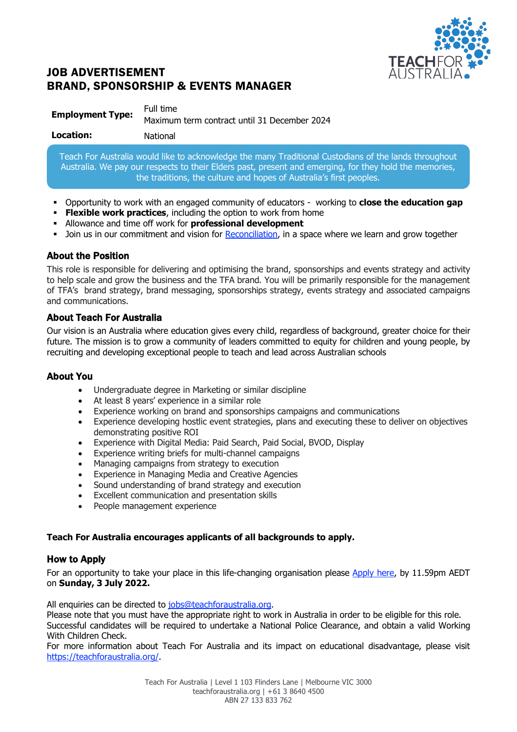# JOB ADVERTISEMENT
# BRAND, SPONSORSHIP & EVENTS MANAGER

| | |
|---|---|
| **Employment Type:** | Full time<br>Maximum term contract until 31 December 2024 |
| **Location:** | National |

Teach For Australia would like to acknowledge the many Traditional Custodians of the lands throughout Australia. We pay our respects to their Elders past, present and emerging, for they hold the memories, the traditions, the culture and hopes of Australia's first peoples.

- Opportunity to work with an engaged community of educators - working to **close the education gap**
- **Flexible work practices**, including the option to work from home
- Allowance and time off work for **professional development**
- Join us in our commitment and vision for Reconciliation, in a space where we learn and grow together

## About the Position

This role is responsible for delivering and optimising the brand, sponsorships and events strategy and activity to help scale and grow the business and the TFA brand. You will be primarily responsible for the management of TFA's brand strategy, brand messaging, sponsorships strategy, events strategy and associated campaigns and communications.

## About Teach For Australia

Our vision is an Australia where education gives every child, regardless of background, greater choice for their future. The mission is to grow a community of leaders committed to equity for children and young people, by recruiting and developing exceptional people to teach and lead across Australian schools

## About You

- Undergraduate degree in Marketing or similar discipline
- At least 8 years' experience in a similar role
- Experience working on brand and sponsorships campaigns and communications
- Experience developing hostlic event strategies, plans and executing these to deliver on objectives demonstrating positive ROI
- Experience with Digital Media: Paid Search, Paid Social, BVOD, Display
- Experience writing briefs for multi-channel campaigns
- Managing campaigns from strategy to execution
- Experience in Managing Media and Creative Agencies
- Sound understanding of brand strategy and execution
- Excellent communication and presentation skills
- People management experience

**Teach For Australia encourages applicants of all backgrounds to apply.**

## How to Apply

For an opportunity to take your place in this life-changing organisation please Apply here, by 11.59pm AEDT on **Sunday, 3 July 2022.**

All enquiries can be directed to jobs@teachforaustralia.org.
Please note that you must have the appropriate right to work in Australia in order to be eligible for this role. Successful candidates will be required to undertake a National Police Clearance, and obtain a valid Working With Children Check.
For more information about Teach For Australia and its impact on educational disadvantage, please visit https://teachforaustralia.org/.

Teach For Australia | Level 1 103 Flinders Lane | Melbourne VIC 3000
teachforaustralia.org | +61 3 8640 4500
ABN 27 133 833 762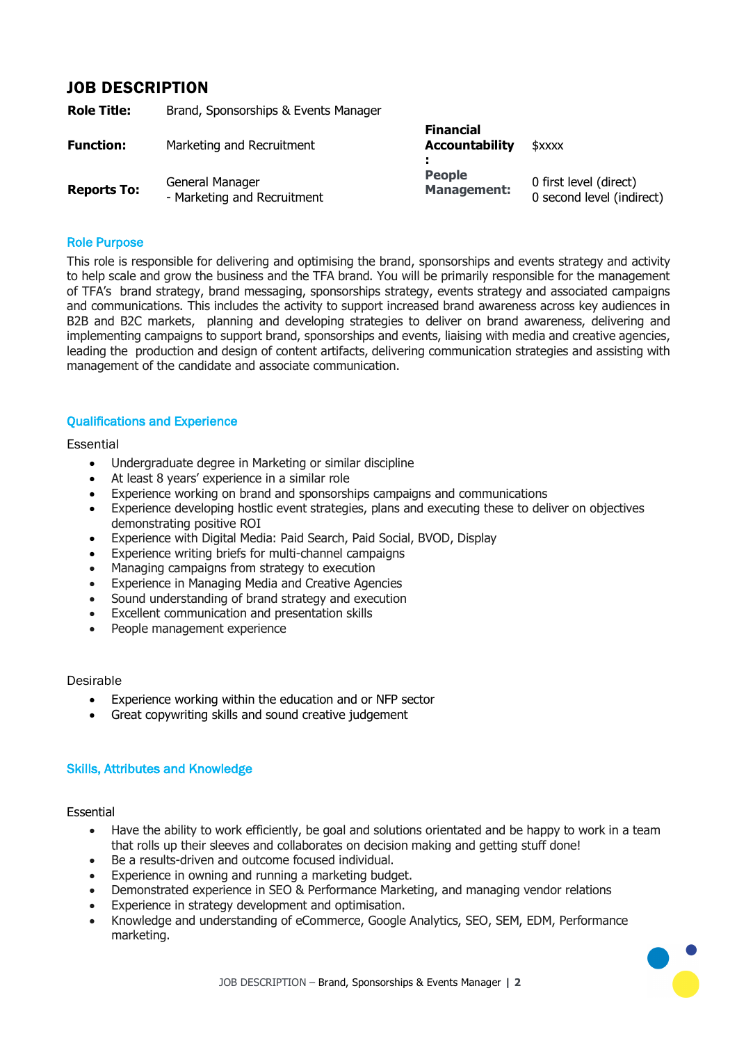# JOB DESCRIPTION

| **Role Title:** | Brand, Sponsorships & Events Manager | | |
|---|---|---|---|
| **Function:** | Marketing and Recruitment | **Financial Accountability:** | $xxxx |
| **Reports To:** | General Manager<br>- Marketing and Recruitment | **People Management:** | 0 first level (direct)<br>0 second level (indirect) |

## Role Purpose

This role is responsible for delivering and optimising the brand, sponsorships and events strategy and activity to help scale and grow the business and the TFA brand. You will be primarily responsible for the management of TFA's brand strategy, brand messaging, sponsorships strategy, events strategy and associated campaigns and communications. This includes the activity to support increased brand awareness across key audiences in B2B and B2C markets, planning and developing strategies to deliver on brand awareness, delivering and implementing campaigns to support brand, sponsorships and events, liaising with media and creative agencies, leading the production and design of content artifacts, delivering communication strategies and assisting with management of the candidate and associate communication.

## Qualifications and Experience

Essential

- Undergraduate degree in Marketing or similar discipline
- At least 8 years' experience in a similar role
- Experience working on brand and sponsorships campaigns and communications
- Experience developing hostlic event strategies, plans and executing these to deliver on objectives demonstrating positive ROI
- Experience with Digital Media: Paid Search, Paid Social, BVOD, Display
- Experience writing briefs for multi-channel campaigns
- Managing campaigns from strategy to execution
- Experience in Managing Media and Creative Agencies
- Sound understanding of brand strategy and execution
- Excellent communication and presentation skills
- People management experience

Desirable

- Experience working within the education and or NFP sector
- Great copywriting skills and sound creative judgement

## Skills, Attributes and Knowledge

Essential

- Have the ability to work efficiently, be goal and solutions orientated and be happy to work in a team that rolls up their sleeves and collaborates on decision making and getting stuff done!
- Be a results-driven and outcome focused individual.
- Experience in owning and running a marketing budget.
- Demonstrated experience in SEO & Performance Marketing, and managing vendor relations
- Experience in strategy development and optimisation.
- Knowledge and understanding of eCommerce, Google Analytics, SEO, SEM, EDM, Performance marketing.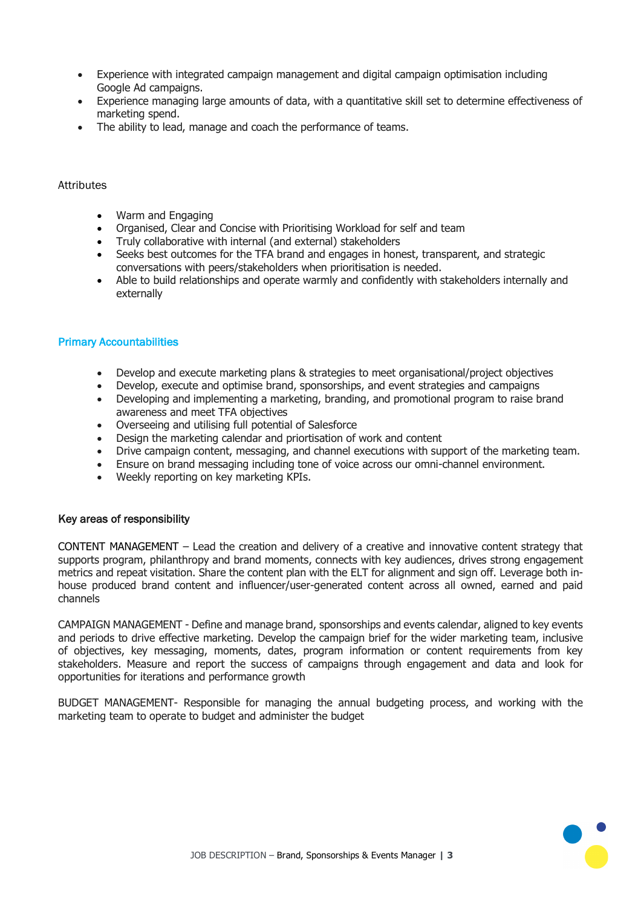- Experience with integrated campaign management and digital campaign optimisation including Google Ad campaigns.
- Experience managing large amounts of data, with a quantitative skill set to determine effectiveness of marketing spend.
- The ability to lead, manage and coach the performance of teams.

Attributes

- Warm and Engaging
- Organised, Clear and Concise with Prioritising Workload for self and team
- Truly collaborative with internal (and external) stakeholders
- Seeks best outcomes for the TFA brand and engages in honest, transparent, and strategic conversations with peers/stakeholders when prioritisation is needed.
- Able to build relationships and operate warmly and confidently with stakeholders internally and externally

## Primary Accountabilities

- Develop and execute marketing plans & strategies to meet organisational/project objectives
- Develop, execute and optimise brand, sponsorships, and event strategies and campaigns
- Developing and implementing a marketing, branding, and promotional program to raise brand awareness and meet TFA objectives
- Overseeing and utilising full potential of Salesforce
- Design the marketing calendar and priortisation of work and content
- Drive campaign content, messaging, and channel executions with support of the marketing team.
- Ensure on brand messaging including tone of voice across our omni-channel environment.
- Weekly reporting on key marketing KPIs.

### Key areas of responsibility

CONTENT MANAGEMENT – Lead the creation and delivery of a creative and innovative content strategy that supports program, philanthropy and brand moments, connects with key audiences, drives strong engagement metrics and repeat visitation. Share the content plan with the ELT for alignment and sign off. Leverage both in-house produced brand content and influencer/user-generated content across all owned, earned and paid channels

CAMPAIGN MANAGEMENT - Define and manage brand, sponsorships and events calendar, aligned to key events and periods to drive effective marketing. Develop the campaign brief for the wider marketing team, inclusive of objectives, key messaging, moments, dates, program information or content requirements from key stakeholders. Measure and report the success of campaigns through engagement and data and look for opportunities for iterations and performance growth

BUDGET MANAGEMENT- Responsible for managing the annual budgeting process, and working with the marketing team to operate to budget and administer the budget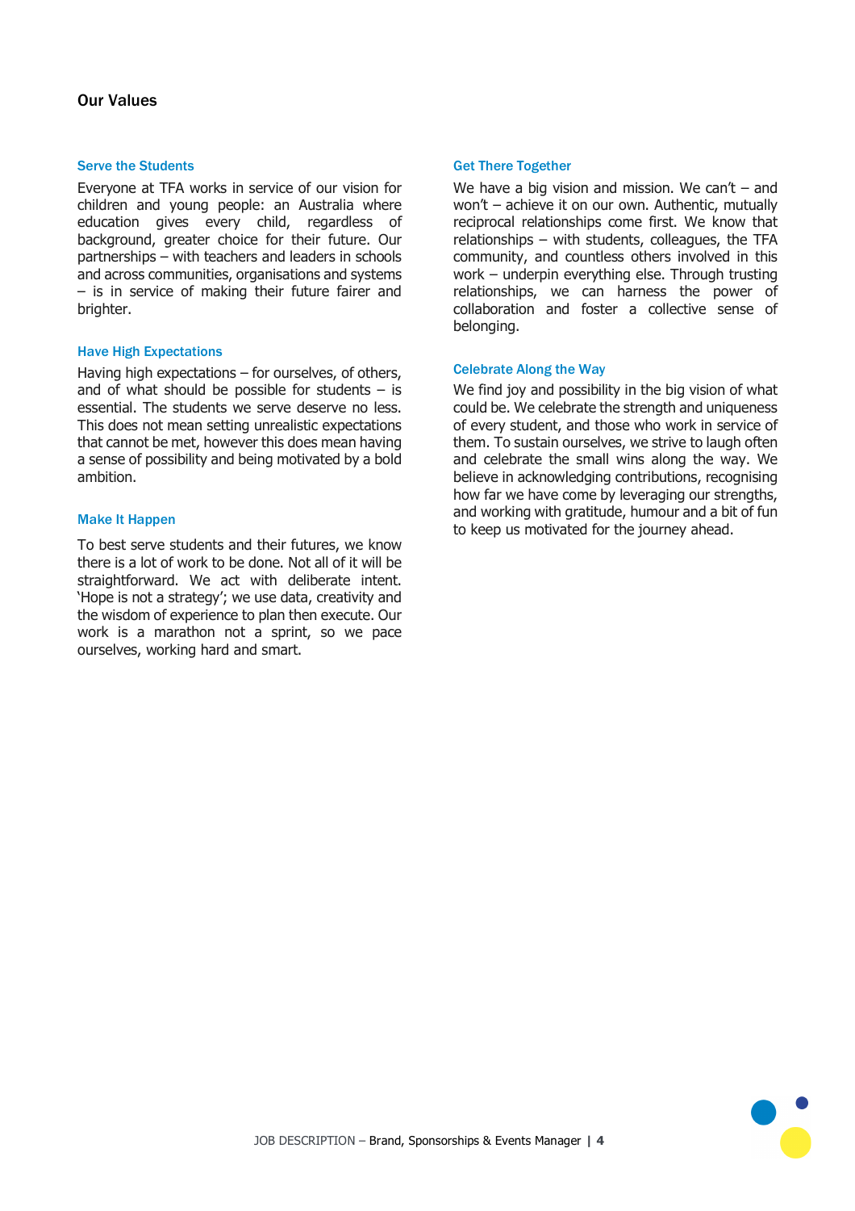## Our Values

### Serve the Students

Everyone at TFA works in service of our vision for children and young people: an Australia where education gives every child, regardless of background, greater choice for their future. Our partnerships – with teachers and leaders in schools and across communities, organisations and systems – is in service of making their future fairer and brighter.

### Have High Expectations

Having high expectations – for ourselves, of others, and of what should be possible for students – is essential. The students we serve deserve no less. This does not mean setting unrealistic expectations that cannot be met, however this does mean having a sense of possibility and being motivated by a bold ambition.

### Make It Happen

To best serve students and their futures, we know there is a lot of work to be done. Not all of it will be straightforward. We act with deliberate intent. 'Hope is not a strategy'; we use data, creativity and the wisdom of experience to plan then execute. Our work is a marathon not a sprint, so we pace ourselves, working hard and smart.

### Get There Together

We have a big vision and mission. We can't – and won't – achieve it on our own. Authentic, mutually reciprocal relationships come first. We know that relationships – with students, colleagues, the TFA community, and countless others involved in this work – underpin everything else. Through trusting relationships, we can harness the power of collaboration and foster a collective sense of belonging.

### Celebrate Along the Way

We find joy and possibility in the big vision of what could be. We celebrate the strength and uniqueness of every student, and those who work in service of them. To sustain ourselves, we strive to laugh often and celebrate the small wins along the way. We believe in acknowledging contributions, recognising how far we have come by leveraging our strengths, and working with gratitude, humour and a bit of fun to keep us motivated for the journey ahead.